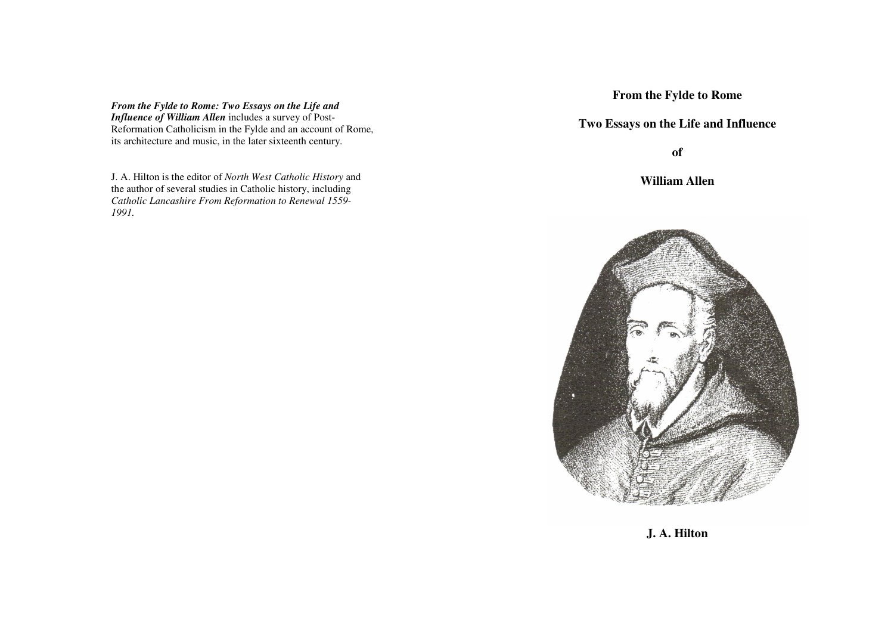***From the Fylde to Rome: Two Essays on the Life and Influence of William Allen*** includes a survey of Post-Reformation Catholicism in the Fylde and an account of Rome, its architecture and music, in the later sixteenth century.

J. A. Hilton is the editor of *North West Catholic History* and the author of several studies in Catholic history, including *Catholic Lancashire From Reformation to Renewal 1559-1991.*

# From the Fylde to Rome

## Two Essays on the Life and Influence

## of

## William Allen

**J. A. Hilton**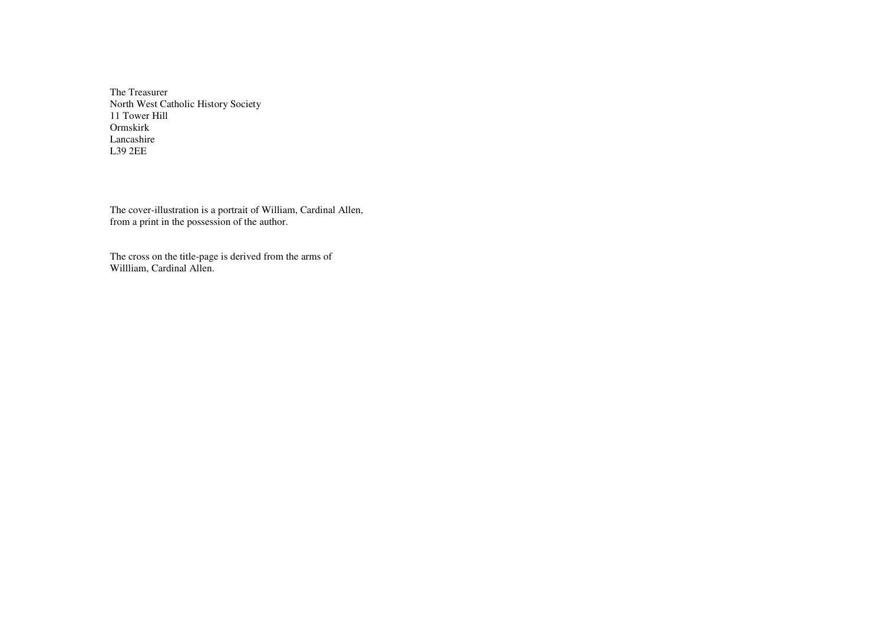The Treasurer
North West Catholic History Society
11 Tower Hill
Ormskirk
Lancashire
L39 2EE

The cover-illustration is a portrait of William, Cardinal Allen, from a print in the possession of the author.

The cross on the title-page is derived from the arms of Willliam, Cardinal Allen.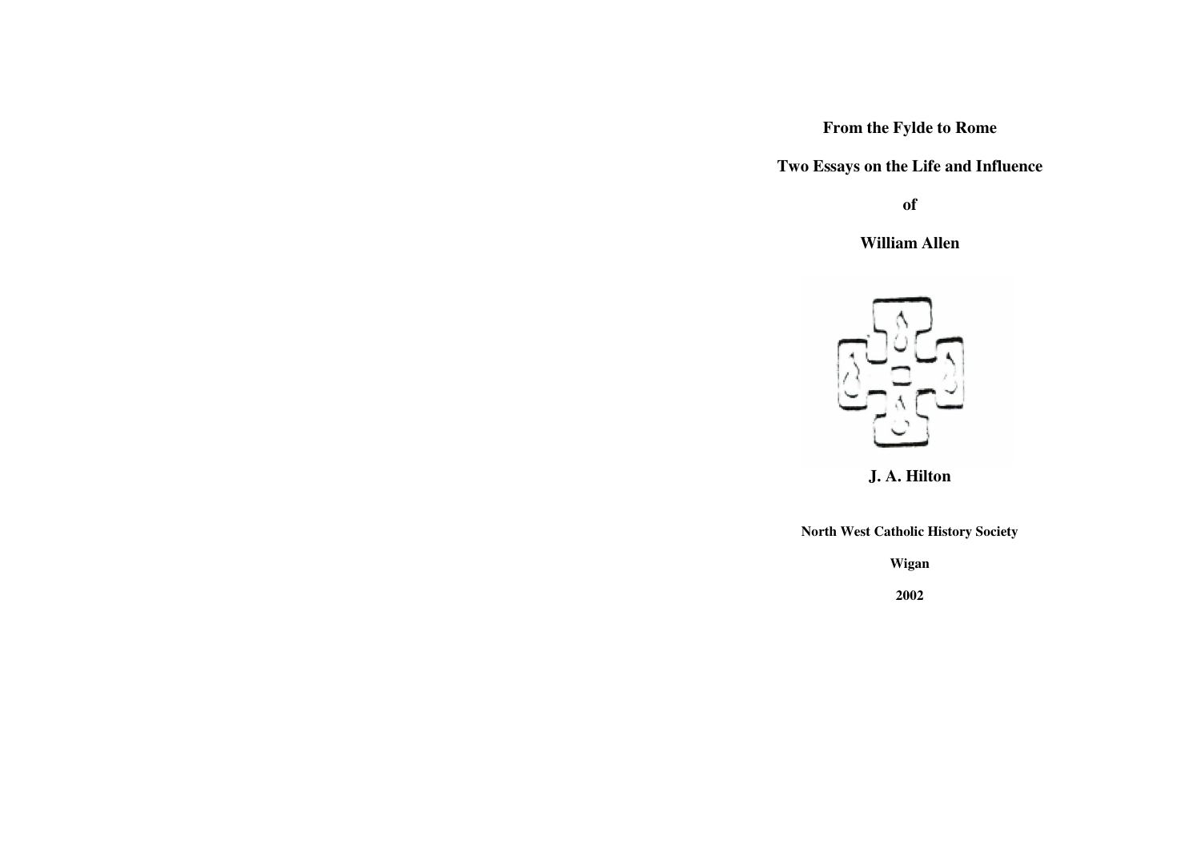# From the Fylde to Rome

## Two Essays on the Life and Influence

## of

## William Allen

**J. A. Hilton**

**North West Catholic History Society**

**Wigan**

**2002**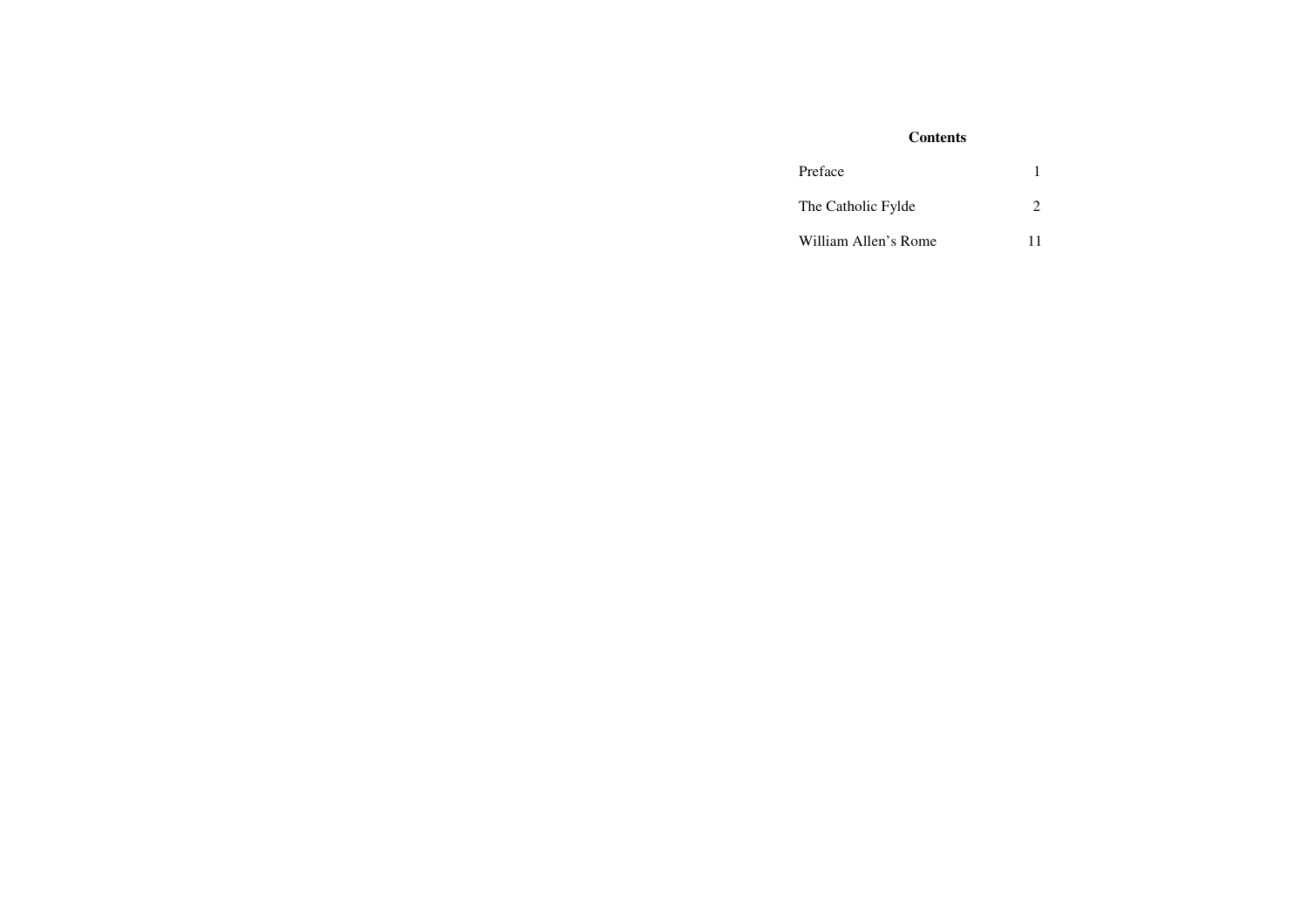## Contents

| | |
|---|---|
| Preface | 1 |
| The Catholic Fylde | 2 |
| William Allen's Rome | 11 |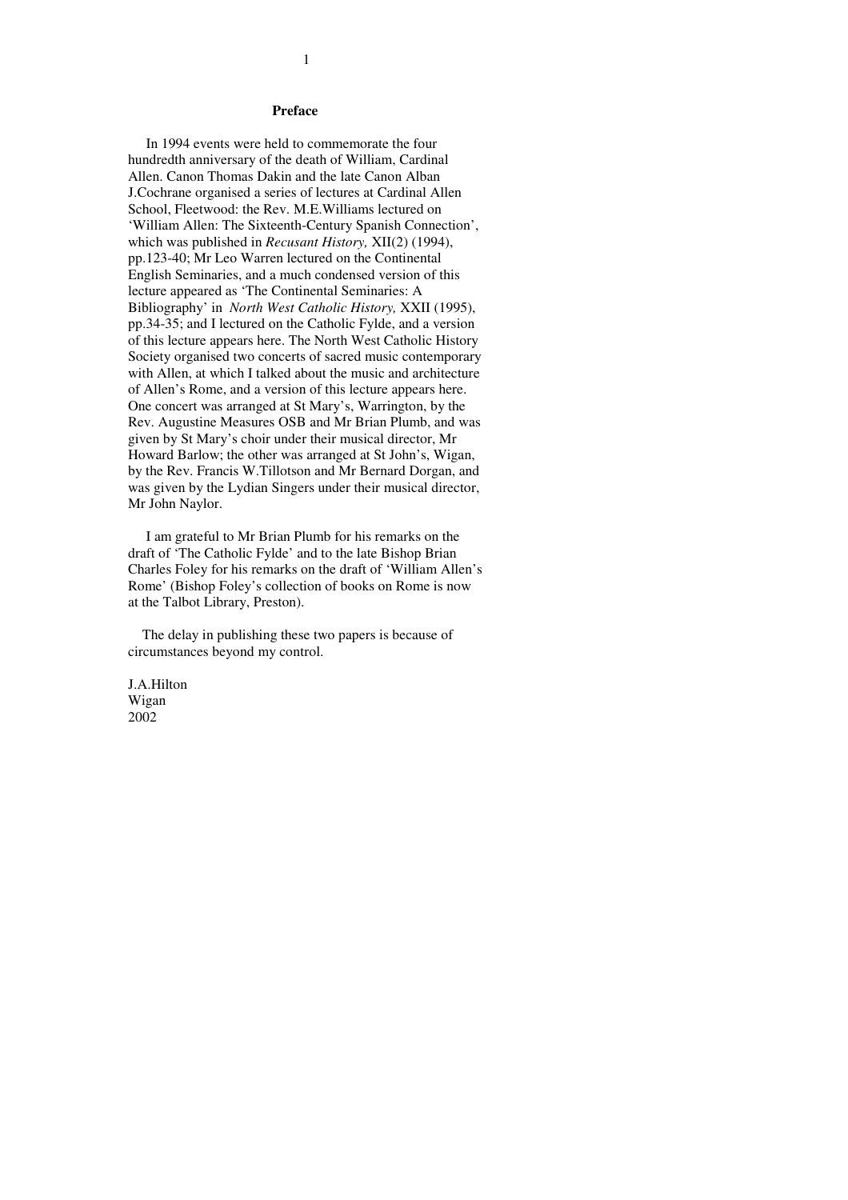## Preface

In 1994 events were held to commemorate the four hundredth anniversary of the death of William, Cardinal Allen. Canon Thomas Dakin and the late Canon Alban J.Cochrane organised a series of lectures at Cardinal Allen School, Fleetwood: the Rev. M.E.Williams lectured on 'William Allen: The Sixteenth-Century Spanish Connection', which was published in *Recusant History,* XII(2) (1994), pp.123-40; Mr Leo Warren lectured on the Continental English Seminaries, and a much condensed version of this lecture appeared as 'The Continental Seminaries: A Bibliography' in *North West Catholic History,* XXII (1995), pp.34-35; and I lectured on the Catholic Fylde, and a version of this lecture appears here. The North West Catholic History Society organised two concerts of sacred music contemporary with Allen, at which I talked about the music and architecture of Allen's Rome, and a version of this lecture appears here. One concert was arranged at St Mary's, Warrington, by the Rev. Augustine Measures OSB and Mr Brian Plumb, and was given by St Mary's choir under their musical director, Mr Howard Barlow; the other was arranged at St John's, Wigan, by the Rev. Francis W.Tillotson and Mr Bernard Dorgan, and was given by the Lydian Singers under their musical director, Mr John Naylor.

I am grateful to Mr Brian Plumb for his remarks on the draft of 'The Catholic Fylde' and to the late Bishop Brian Charles Foley for his remarks on the draft of 'William Allen's Rome' (Bishop Foley's collection of books on Rome is now at the Talbot Library, Preston).

The delay in publishing these two papers is because of circumstances beyond my control.

J.A.Hilton
Wigan
2002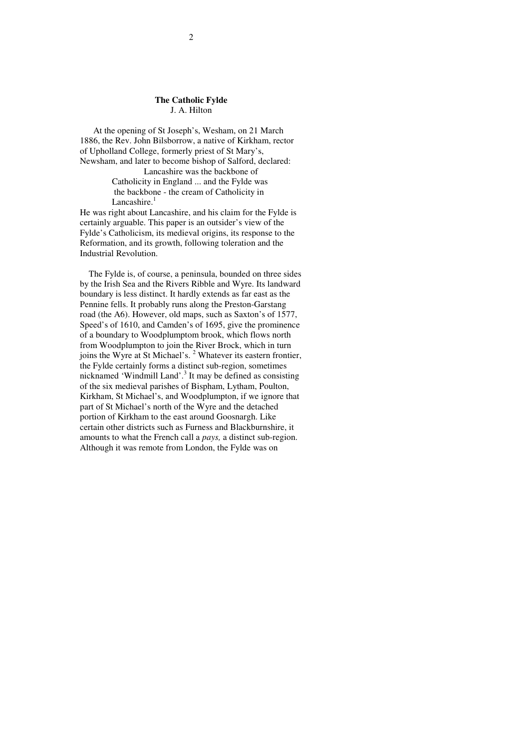**The Catholic Fylde**
J. A. Hilton

At the opening of St Joseph's, Wesham, on 21 March 1886, the Rev. John Bilsborrow, a native of Kirkham, rector of Upholland College, formerly priest of St Mary's, Newsham, and later to become bishop of Salford, declared:

> Lancashire was the backbone of Catholicity in England ... and the Fylde was the backbone - the cream of Catholicity in Lancashire.[1]

He was right about Lancashire, and his claim for the Fylde is certainly arguable. This paper is an outsider's view of the Fylde's Catholicism, its medieval origins, its response to the Reformation, and its growth, following toleration and the Industrial Revolution.

The Fylde is, of course, a peninsula, bounded on three sides by the Irish Sea and the Rivers Ribble and Wyre. Its landward boundary is less distinct. It hardly extends as far east as the Pennine fells. It probably runs along the Preston-Garstang road (the A6). However, old maps, such as Saxton's of 1577, Speed's of 1610, and Camden's of 1695, give the prominence of a boundary to Woodplumptom brook, which flows north from Woodplumpton to join the River Brock, which in turn joins the Wyre at St Michael's.[2] Whatever its eastern frontier, the Fylde certainly forms a distinct sub-region, sometimes nicknamed 'Windmill Land'.[3] It may be defined as consisting of the six medieval parishes of Bispham, Lytham, Poulton, Kirkham, St Michael's, and Woodplumpton, if we ignore that part of St Michael's north of the Wyre and the detached portion of Kirkham to the east around Goosnargh. Like certain other districts such as Furness and Blackburnshire, it amounts to what the French call a *pays,* a distinct sub-region. Although it was remote from London, the Fylde was on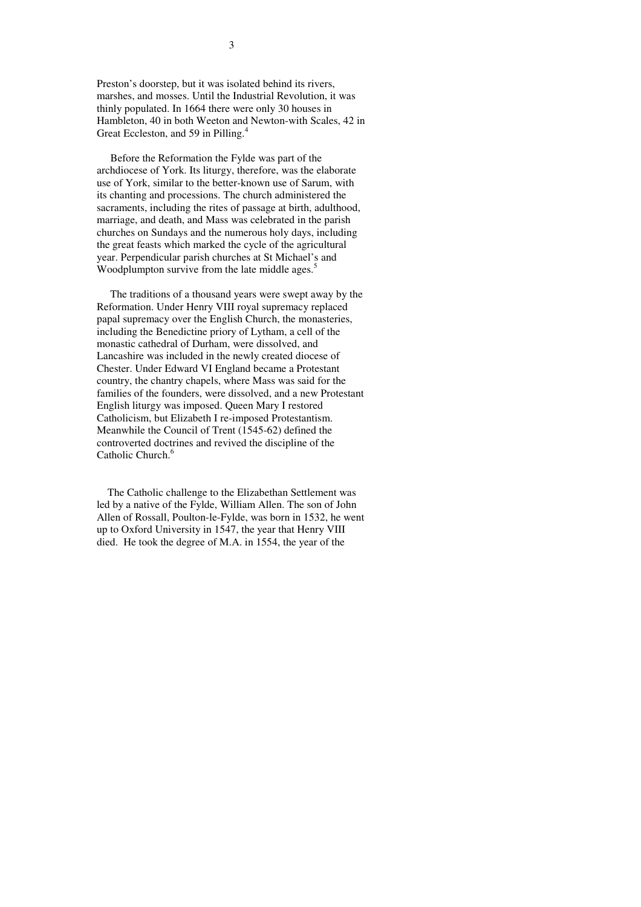Preston's doorstep, but it was isolated behind its rivers, marshes, and mosses. Until the Industrial Revolution, it was thinly populated. In 1664 there were only 30 houses in Hambleton, 40 in both Weeton and Newton-with Scales, 42 in Great Eccleston, and 59 in Pilling.[4]

Before the Reformation the Fylde was part of the archdiocese of York. Its liturgy, therefore, was the elaborate use of York, similar to the better-known use of Sarum, with its chanting and processions. The church administered the sacraments, including the rites of passage at birth, adulthood, marriage, and death, and Mass was celebrated in the parish churches on Sundays and the numerous holy days, including the great feasts which marked the cycle of the agricultural year. Perpendicular parish churches at St Michael's and Woodplumpton survive from the late middle ages.[5]

The traditions of a thousand years were swept away by the Reformation. Under Henry VIII royal supremacy replaced papal supremacy over the English Church, the monasteries, including the Benedictine priory of Lytham, a cell of the monastic cathedral of Durham, were dissolved, and Lancashire was included in the newly created diocese of Chester. Under Edward VI England became a Protestant country, the chantry chapels, where Mass was said for the families of the founders, were dissolved, and a new Protestant English liturgy was imposed. Queen Mary I restored Catholicism, but Elizabeth I re-imposed Protestantism. Meanwhile the Council of Trent (1545-62) defined the controverted doctrines and revived the discipline of the Catholic Church.[6]

The Catholic challenge to the Elizabethan Settlement was led by a native of the Fylde, William Allen. The son of John Allen of Rossall, Poulton-le-Fylde, was born in 1532, he went up to Oxford University in 1547, the year that Henry VIII died. He took the degree of M.A. in 1554, the year of the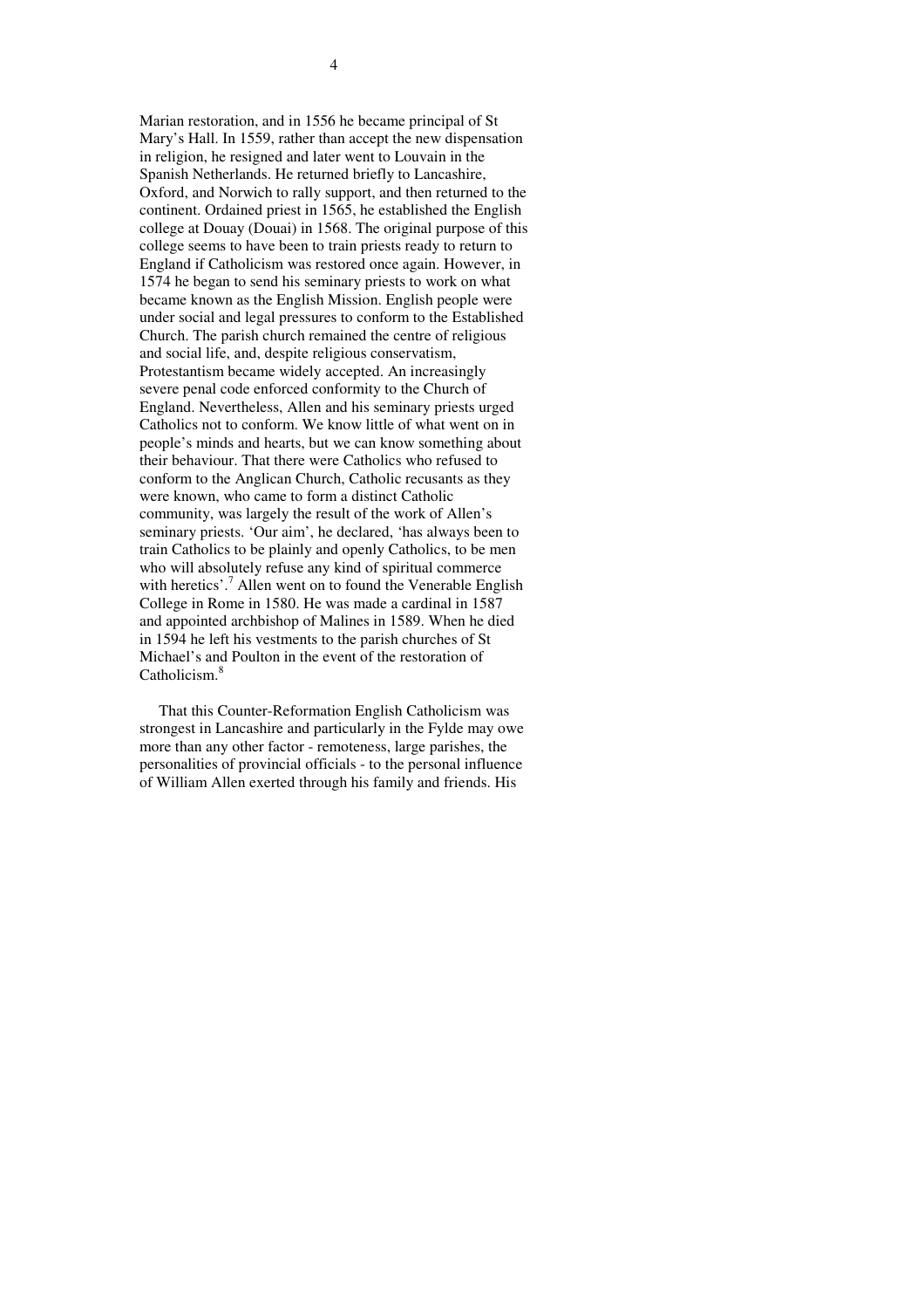Marian restoration, and in 1556 he became principal of St Mary's Hall. In 1559, rather than accept the new dispensation in religion, he resigned and later went to Louvain in the Spanish Netherlands. He returned briefly to Lancashire, Oxford, and Norwich to rally support, and then returned to the continent. Ordained priest in 1565, he established the English college at Douay (Douai) in 1568. The original purpose of this college seems to have been to train priests ready to return to England if Catholicism was restored once again. However, in 1574 he began to send his seminary priests to work on what became known as the English Mission. English people were under social and legal pressures to conform to the Established Church. The parish church remained the centre of religious and social life, and, despite religious conservatism, Protestantism became widely accepted. An increasingly severe penal code enforced conformity to the Church of England. Nevertheless, Allen and his seminary priests urged Catholics not to conform. We know little of what went on in people's minds and hearts, but we can know something about their behaviour. That there were Catholics who refused to conform to the Anglican Church, Catholic recusants as they were known, who came to form a distinct Catholic community, was largely the result of the work of Allen's seminary priests. 'Our aim', he declared, 'has always been to train Catholics to be plainly and openly Catholics, to be men who will absolutely refuse any kind of spiritual commerce with heretics'.[7] Allen went on to found the Venerable English College in Rome in 1580. He was made a cardinal in 1587 and appointed archbishop of Malines in 1589. When he died in 1594 he left his vestments to the parish churches of St Michael's and Poulton in the event of the restoration of Catholicism.[8]

That this Counter-Reformation English Catholicism was strongest in Lancashire and particularly in the Fylde may owe more than any other factor - remoteness, large parishes, the personalities of provincial officials - to the personal influence of William Allen exerted through his family and friends. His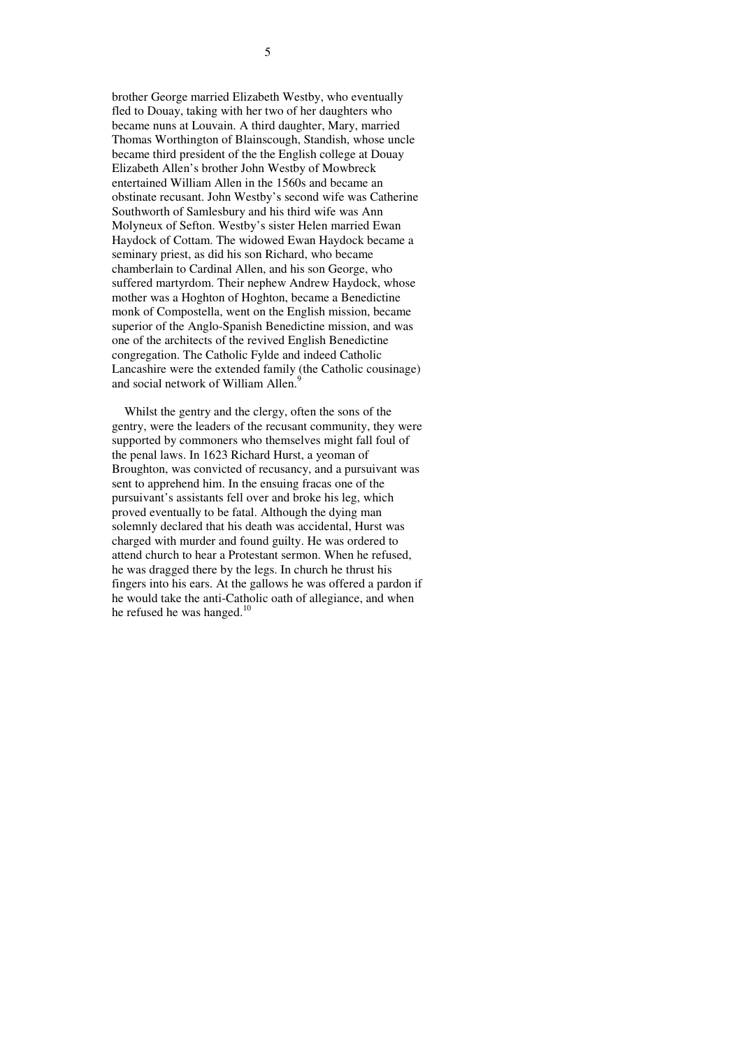brother George married Elizabeth Westby, who eventually fled to Douay, taking with her two of her daughters who became nuns at Louvain. A third daughter, Mary, married Thomas Worthington of Blainscough, Standish, whose uncle became third president of the the English college at Douay Elizabeth Allen's brother John Westby of Mowbreck entertained William Allen in the 1560s and became an obstinate recusant. John Westby's second wife was Catherine Southworth of Samlesbury and his third wife was Ann Molyneux of Sefton. Westby's sister Helen married Ewan Haydock of Cottam. The widowed Ewan Haydock became a seminary priest, as did his son Richard, who became chamberlain to Cardinal Allen, and his son George, who suffered martyrdom. Their nephew Andrew Haydock, whose mother was a Hoghton of Hoghton, became a Benedictine monk of Compostella, went on the English mission, became superior of the Anglo-Spanish Benedictine mission, and was one of the architects of the revived English Benedictine congregation. The Catholic Fylde and indeed Catholic Lancashire were the extended family (the Catholic cousinage) and social network of William Allen.[9]

Whilst the gentry and the clergy, often the sons of the gentry, were the leaders of the recusant community, they were supported by commoners who themselves might fall foul of the penal laws. In 1623 Richard Hurst, a yeoman of Broughton, was convicted of recusancy, and a pursuivant was sent to apprehend him. In the ensuing fracas one of the pursuivant's assistants fell over and broke his leg, which proved eventually to be fatal. Although the dying man solemnly declared that his death was accidental, Hurst was charged with murder and found guilty. He was ordered to attend church to hear a Protestant sermon. When he refused, he was dragged there by the legs. In church he thrust his fingers into his ears. At the gallows he was offered a pardon if he would take the anti-Catholic oath of allegiance, and when he refused he was hanged.[10]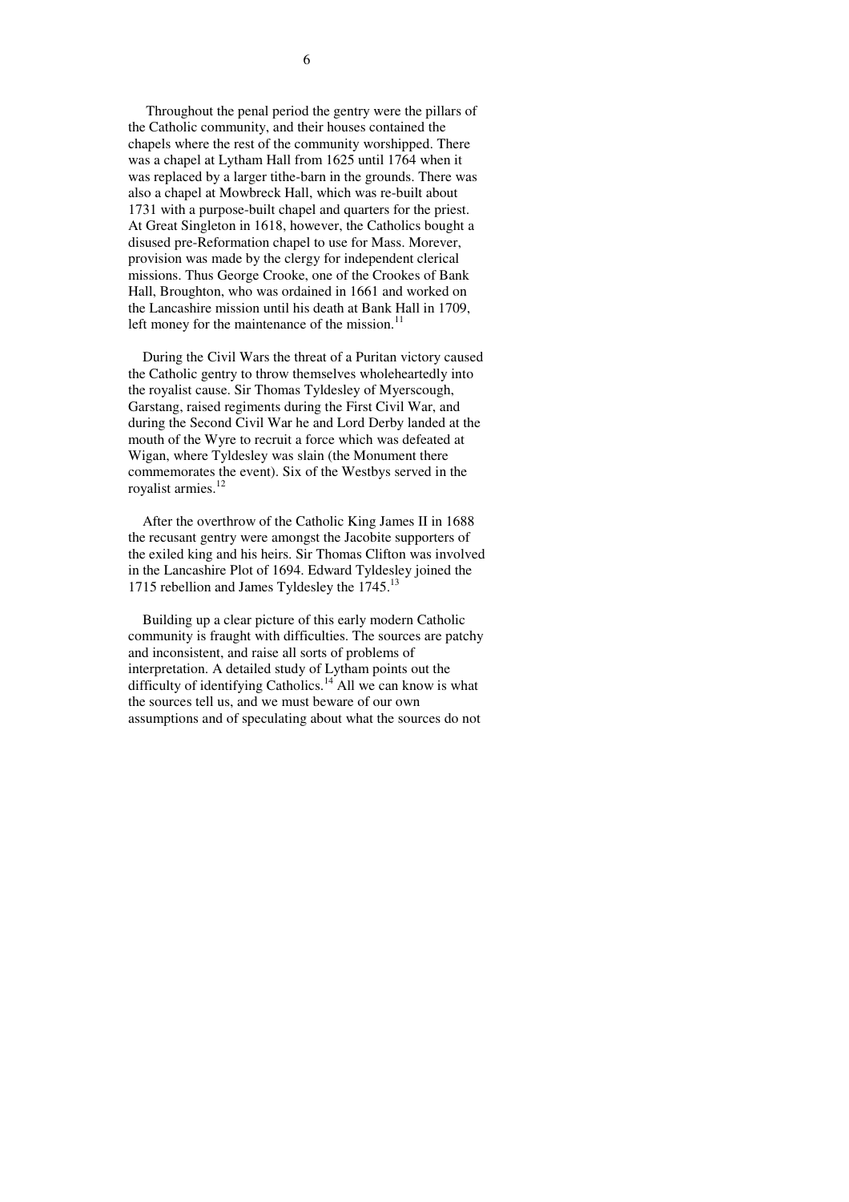Throughout the penal period the gentry were the pillars of the Catholic community, and their houses contained the chapels where the rest of the community worshipped. There was a chapel at Lytham Hall from 1625 until 1764 when it was replaced by a larger tithe-barn in the grounds. There was also a chapel at Mowbreck Hall, which was re-built about 1731 with a purpose-built chapel and quarters for the priest. At Great Singleton in 1618, however, the Catholics bought a disused pre-Reformation chapel to use for Mass. Morever, provision was made by the clergy for independent clerical missions. Thus George Crooke, one of the Crookes of Bank Hall, Broughton, who was ordained in 1661 and worked on the Lancashire mission until his death at Bank Hall in 1709, left money for the maintenance of the mission.[11]

During the Civil Wars the threat of a Puritan victory caused the Catholic gentry to throw themselves wholeheartedly into the royalist cause. Sir Thomas Tyldesley of Myerscough, Garstang, raised regiments during the First Civil War, and during the Second Civil War he and Lord Derby landed at the mouth of the Wyre to recruit a force which was defeated at Wigan, where Tyldesley was slain (the Monument there commemorates the event). Six of the Westbys served in the royalist armies.[12]

After the overthrow of the Catholic King James II in 1688 the recusant gentry were amongst the Jacobite supporters of the exiled king and his heirs. Sir Thomas Clifton was involved in the Lancashire Plot of 1694. Edward Tyldesley joined the 1715 rebellion and James Tyldesley the 1745.[13]

Building up a clear picture of this early modern Catholic community is fraught with difficulties. The sources are patchy and inconsistent, and raise all sorts of problems of interpretation. A detailed study of Lytham points out the difficulty of identifying Catholics.[14] All we can know is what the sources tell us, and we must beware of our own assumptions and of speculating about what the sources do not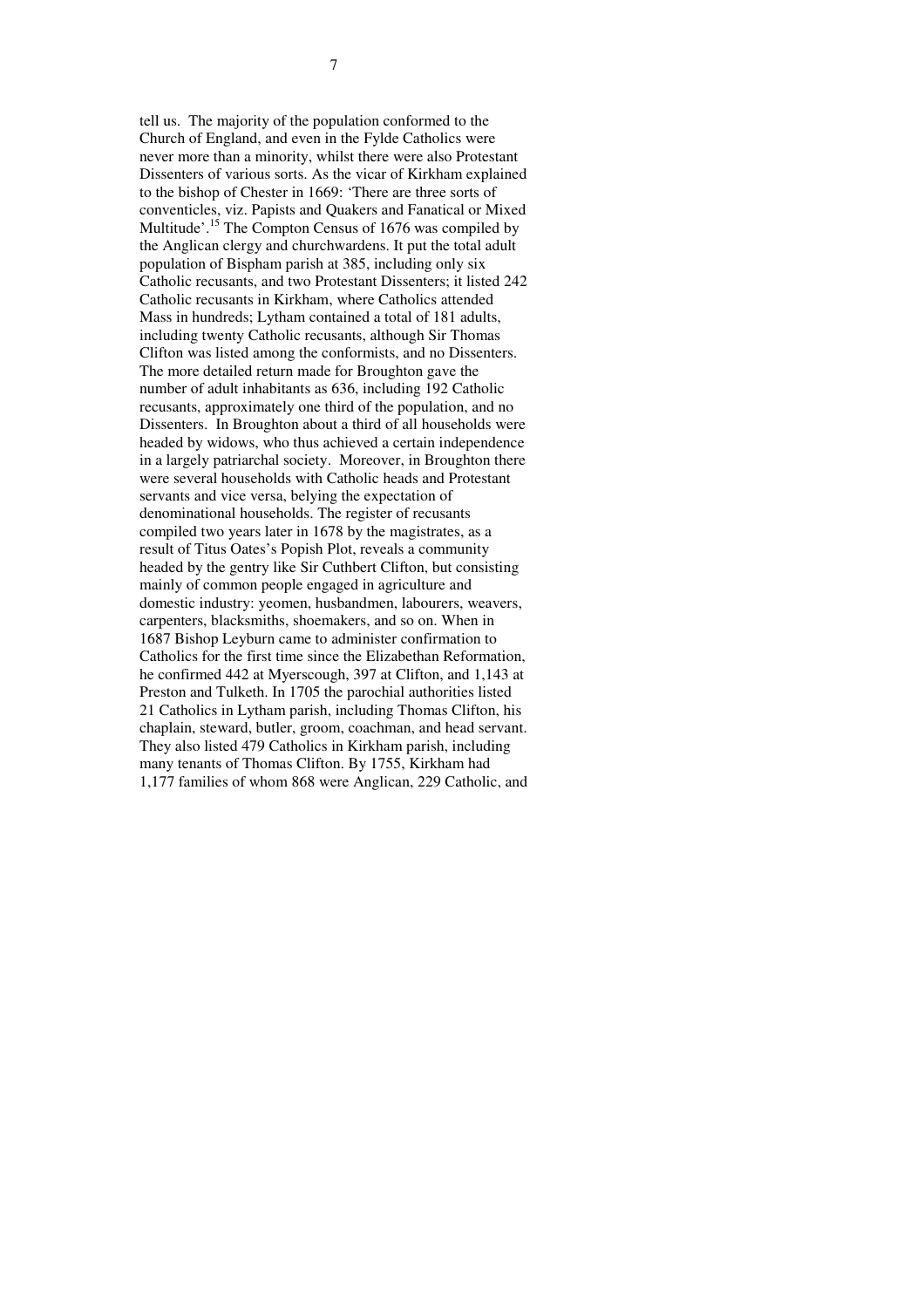tell us. The majority of the population conformed to the Church of England, and even in the Fylde Catholics were never more than a minority, whilst there were also Protestant Dissenters of various sorts. As the vicar of Kirkham explained to the bishop of Chester in 1669: 'There are three sorts of conventicles, viz. Papists and Quakers and Fanatical or Mixed Multitude'.[15] The Compton Census of 1676 was compiled by the Anglican clergy and churchwardens. It put the total adult population of Bispham parish at 385, including only six Catholic recusants, and two Protestant Dissenters; it listed 242 Catholic recusants in Kirkham, where Catholics attended Mass in hundreds; Lytham contained a total of 181 adults, including twenty Catholic recusants, although Sir Thomas Clifton was listed among the conformists, and no Dissenters. The more detailed return made for Broughton gave the number of adult inhabitants as 636, including 192 Catholic recusants, approximately one third of the population, and no Dissenters. In Broughton about a third of all households were headed by widows, who thus achieved a certain independence in a largely patriarchal society. Moreover, in Broughton there were several households with Catholic heads and Protestant servants and vice versa, belying the expectation of denominational households. The register of recusants compiled two years later in 1678 by the magistrates, as a result of Titus Oates's Popish Plot, reveals a community headed by the gentry like Sir Cuthbert Clifton, but consisting mainly of common people engaged in agriculture and domestic industry: yeomen, husbandmen, labourers, weavers, carpenters, blacksmiths, shoemakers, and so on. When in 1687 Bishop Leyburn came to administer confirmation to Catholics for the first time since the Elizabethan Reformation, he confirmed 442 at Myerscough, 397 at Clifton, and 1,143 at Preston and Tulketh. In 1705 the parochial authorities listed 21 Catholics in Lytham parish, including Thomas Clifton, his chaplain, steward, butler, groom, coachman, and head servant. They also listed 479 Catholics in Kirkham parish, including many tenants of Thomas Clifton. By 1755, Kirkham had 1,177 families of whom 868 were Anglican, 229 Catholic, and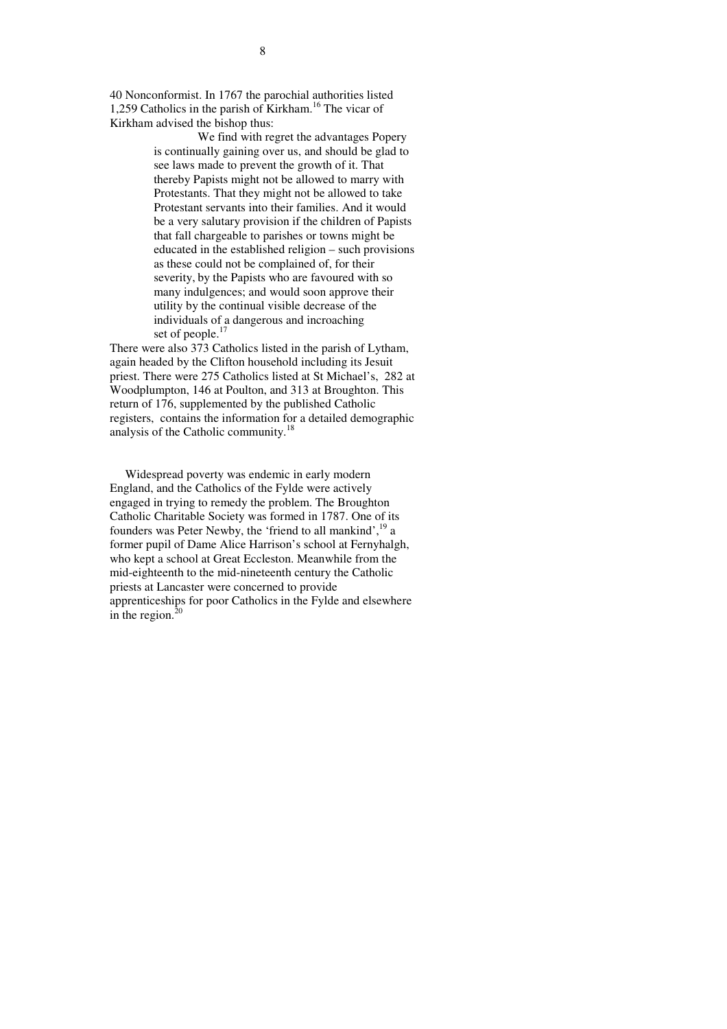40 Nonconformist. In 1767 the parochial authorities listed 1,259 Catholics in the parish of Kirkham.[16] The vicar of Kirkham advised the bishop thus:

> We find with regret the advantages Popery is continually gaining over us, and should be glad to see laws made to prevent the growth of it. That thereby Papists might not be allowed to marry with Protestants. That they might not be allowed to take Protestant servants into their families. And it would be a very salutary provision if the children of Papists that fall chargeable to parishes or towns might be educated in the established religion – such provisions as these could not be complained of, for their severity, by the Papists who are favoured with so many indulgences; and would soon approve their utility by the continual visible decrease of the individuals of a dangerous and incroaching set of people.[17]

There were also 373 Catholics listed in the parish of Lytham, again headed by the Clifton household including its Jesuit priest. There were 275 Catholics listed at St Michael's, 282 at Woodplumpton, 146 at Poulton, and 313 at Broughton. This return of 176, supplemented by the published Catholic registers, contains the information for a detailed demographic analysis of the Catholic community.[18]

Widespread poverty was endemic in early modern England, and the Catholics of the Fylde were actively engaged in trying to remedy the problem. The Broughton Catholic Charitable Society was formed in 1787. One of its founders was Peter Newby, the 'friend to all mankind',[19] a former pupil of Dame Alice Harrison's school at Fernyhalgh, who kept a school at Great Eccleston. Meanwhile from the mid-eighteenth to the mid-nineteenth century the Catholic priests at Lancaster were concerned to provide apprenticeships for poor Catholics in the Fylde and elsewhere in the region.[20]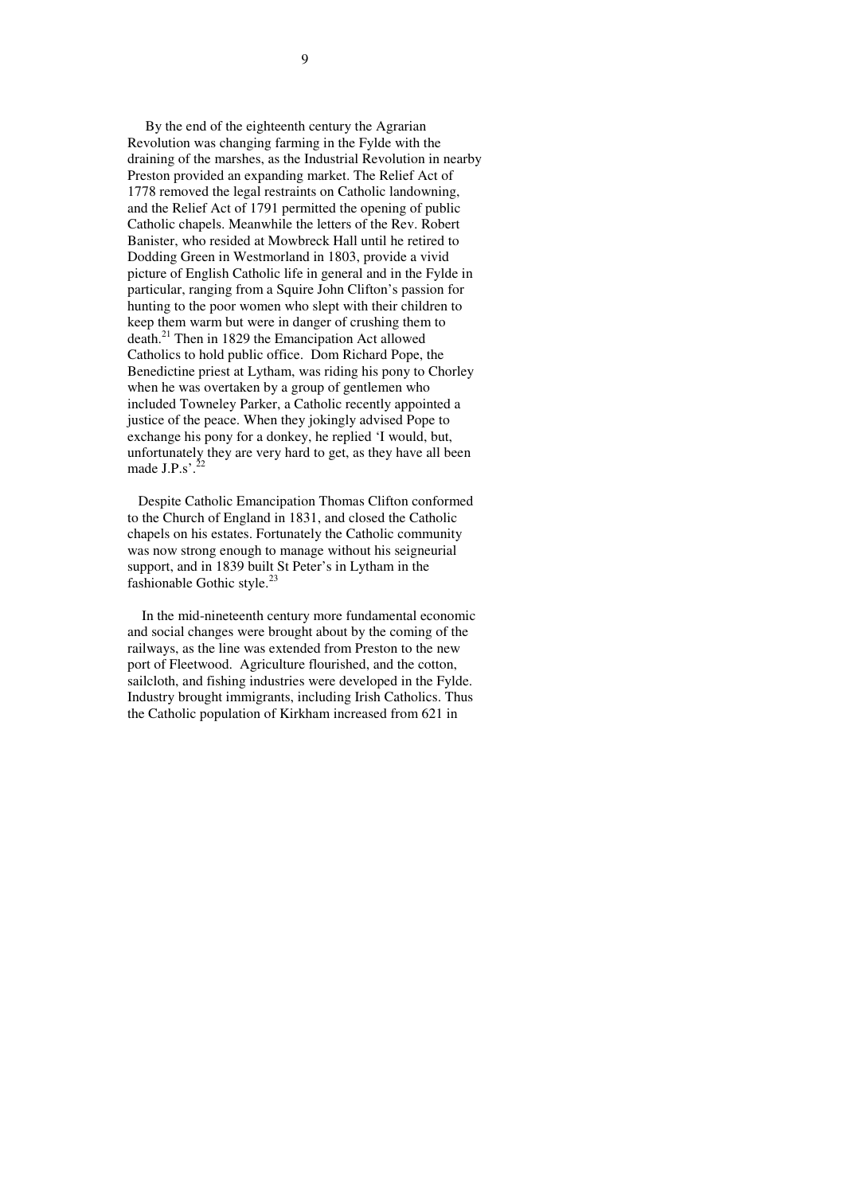By the end of the eighteenth century the Agrarian Revolution was changing farming in the Fylde with the draining of the marshes, as the Industrial Revolution in nearby Preston provided an expanding market. The Relief Act of 1778 removed the legal restraints on Catholic landowning, and the Relief Act of 1791 permitted the opening of public Catholic chapels. Meanwhile the letters of the Rev. Robert Banister, who resided at Mowbreck Hall until he retired to Dodding Green in Westmorland in 1803, provide a vivid picture of English Catholic life in general and in the Fylde in particular, ranging from a Squire John Clifton's passion for hunting to the poor women who slept with their children to keep them warm but were in danger of crushing them to death.[21] Then in 1829 the Emancipation Act allowed Catholics to hold public office. Dom Richard Pope, the Benedictine priest at Lytham, was riding his pony to Chorley when he was overtaken by a group of gentlemen who included Towneley Parker, a Catholic recently appointed a justice of the peace. When they jokingly advised Pope to exchange his pony for a donkey, he replied 'I would, but, unfortunately they are very hard to get, as they have all been made J.P.s'.[22]

Despite Catholic Emancipation Thomas Clifton conformed to the Church of England in 1831, and closed the Catholic chapels on his estates. Fortunately the Catholic community was now strong enough to manage without his seigneurial support, and in 1839 built St Peter's in Lytham in the fashionable Gothic style.[23]

In the mid-nineteenth century more fundamental economic and social changes were brought about by the coming of the railways, as the line was extended from Preston to the new port of Fleetwood. Agriculture flourished, and the cotton, sailcloth, and fishing industries were developed in the Fylde. Industry brought immigrants, including Irish Catholics. Thus the Catholic population of Kirkham increased from 621 in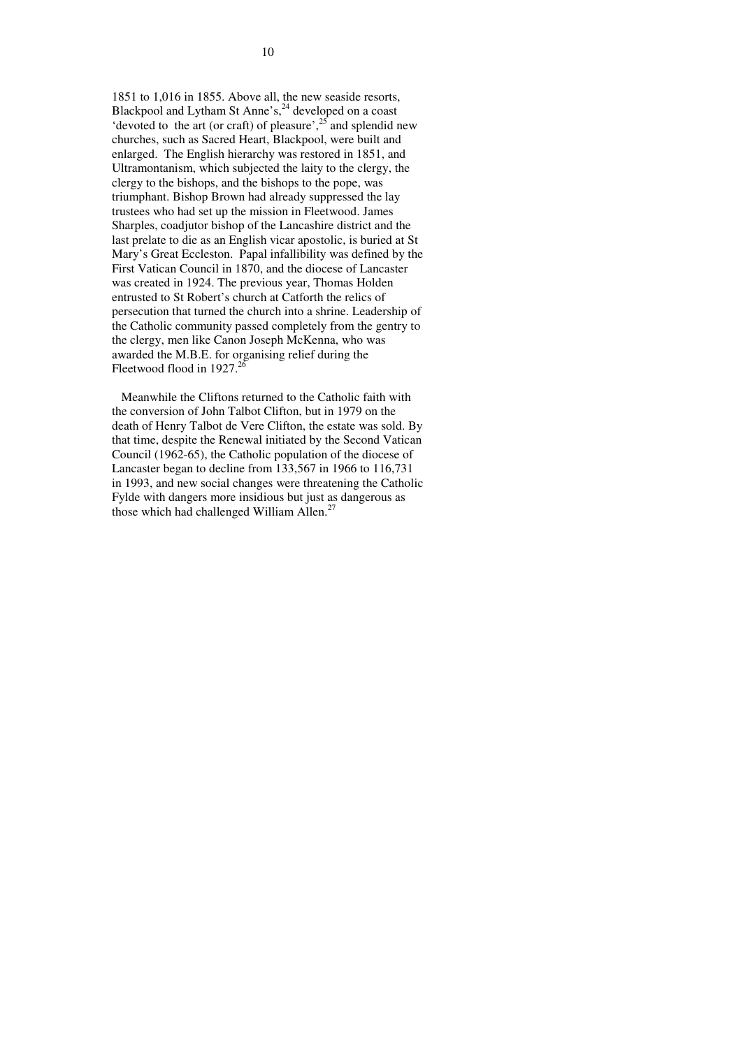1851 to 1,016 in 1855. Above all, the new seaside resorts, Blackpool and Lytham St Anne's,[24] developed on a coast 'devoted to the art (or craft) of pleasure',[25] and splendid new churches, such as Sacred Heart, Blackpool, were built and enlarged. The English hierarchy was restored in 1851, and Ultramontanism, which subjected the laity to the clergy, the clergy to the bishops, and the bishops to the pope, was triumphant. Bishop Brown had already suppressed the lay trustees who had set up the mission in Fleetwood. James Sharples, coadjutor bishop of the Lancashire district and the last prelate to die as an English vicar apostolic, is buried at St Mary's Great Eccleston. Papal infallibility was defined by the First Vatican Council in 1870, and the diocese of Lancaster was created in 1924. The previous year, Thomas Holden entrusted to St Robert's church at Catforth the relics of persecution that turned the church into a shrine. Leadership of the Catholic community passed completely from the gentry to the clergy, men like Canon Joseph McKenna, who was awarded the M.B.E. for organising relief during the Fleetwood flood in 1927.[26]

Meanwhile the Cliftons returned to the Catholic faith with the conversion of John Talbot Clifton, but in 1979 on the death of Henry Talbot de Vere Clifton, the estate was sold. By that time, despite the Renewal initiated by the Second Vatican Council (1962-65), the Catholic population of the diocese of Lancaster began to decline from 133,567 in 1966 to 116,731 in 1993, and new social changes were threatening the Catholic Fylde with dangers more insidious but just as dangerous as those which had challenged William Allen.[27]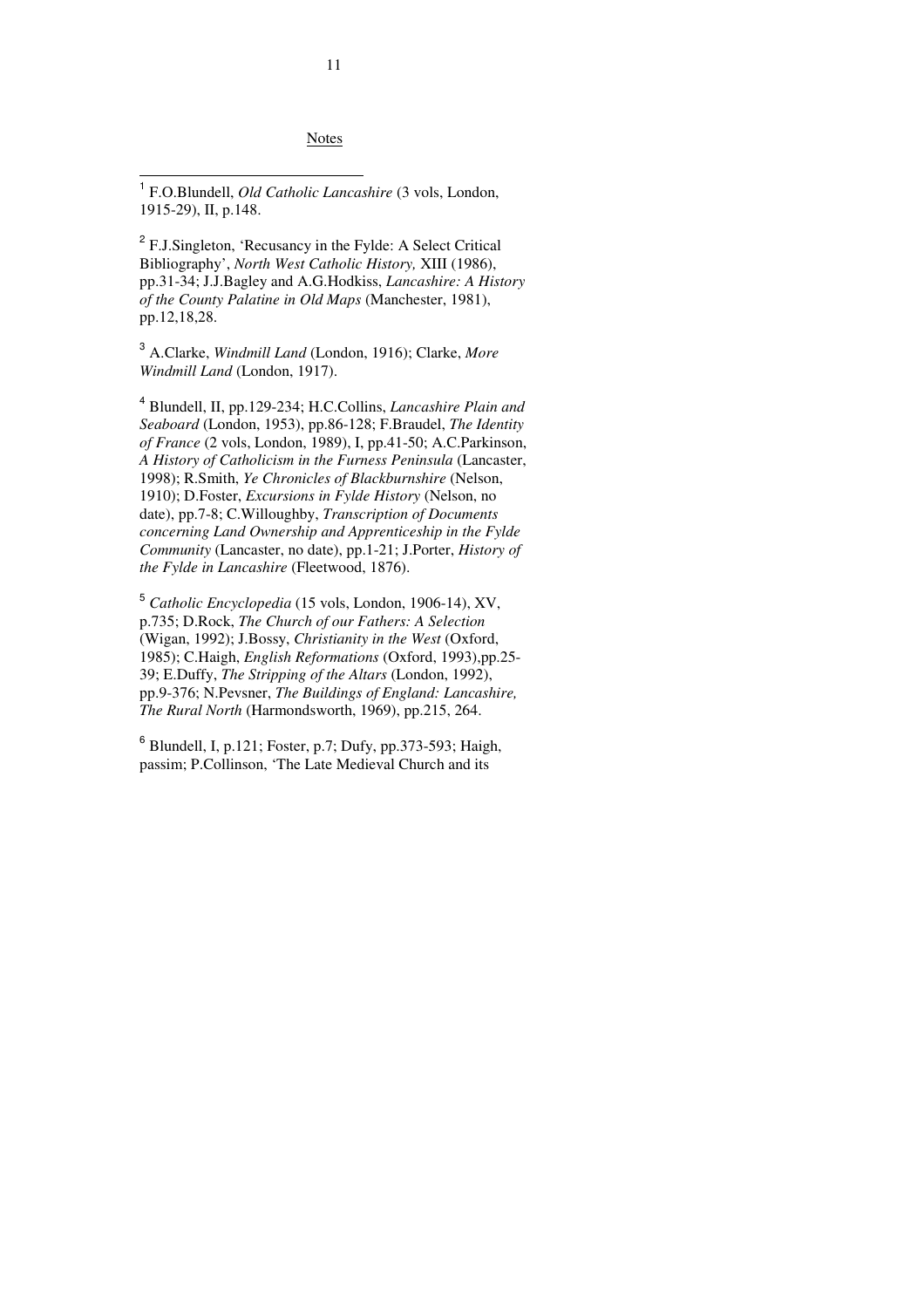Notes

[1] F.O.Blundell, *Old Catholic Lancashire* (3 vols, London, 1915-29), II, p.148.

[2] F.J.Singleton, 'Recusancy in the Fylde: A Select Critical Bibliography', *North West Catholic History,* XIII (1986), pp.31-34; J.J.Bagley and A.G.Hodkiss, *Lancashire: A History of the County Palatine in Old Maps* (Manchester, 1981), pp.12,18,28.

[3] A.Clarke, *Windmill Land* (London, 1916); Clarke, *More Windmill Land* (London, 1917).

[4] Blundell, II, pp.129-234; H.C.Collins, *Lancashire Plain and Seaboard* (London, 1953), pp.86-128; F.Braudel, *The Identity of France* (2 vols, London, 1989), I, pp.41-50; A.C.Parkinson, *A History of Catholicism in the Furness Peninsula* (Lancaster, 1998); R.Smith, *Ye Chronicles of Blackburnshire* (Nelson, 1910); D.Foster, *Excursions in Fylde History* (Nelson, no date), pp.7-8; C.Willoughby, *Transcription of Documents concerning Land Ownership and Apprenticeship in the Fylde Community* (Lancaster, no date), pp.1-21; J.Porter, *History of the Fylde in Lancashire* (Fleetwood, 1876).

[5] *Catholic Encyclopedia* (15 vols, London, 1906-14), XV, p.735; D.Rock, *The Church of our Fathers: A Selection* (Wigan, 1992); J.Bossy, *Christianity in the West* (Oxford, 1985); C.Haigh, *English Reformations* (Oxford, 1993),pp.25-39; E.Duffy, *The Stripping of the Altars* (London, 1992), pp.9-376; N.Pevsner, *The Buildings of England: Lancashire, The Rural North* (Harmondsworth, 1969), pp.215, 264.

[6] Blundell, I, p.121; Foster, p.7; Dufy, pp.373-593; Haigh, passim; P.Collinson, 'The Late Medieval Church and its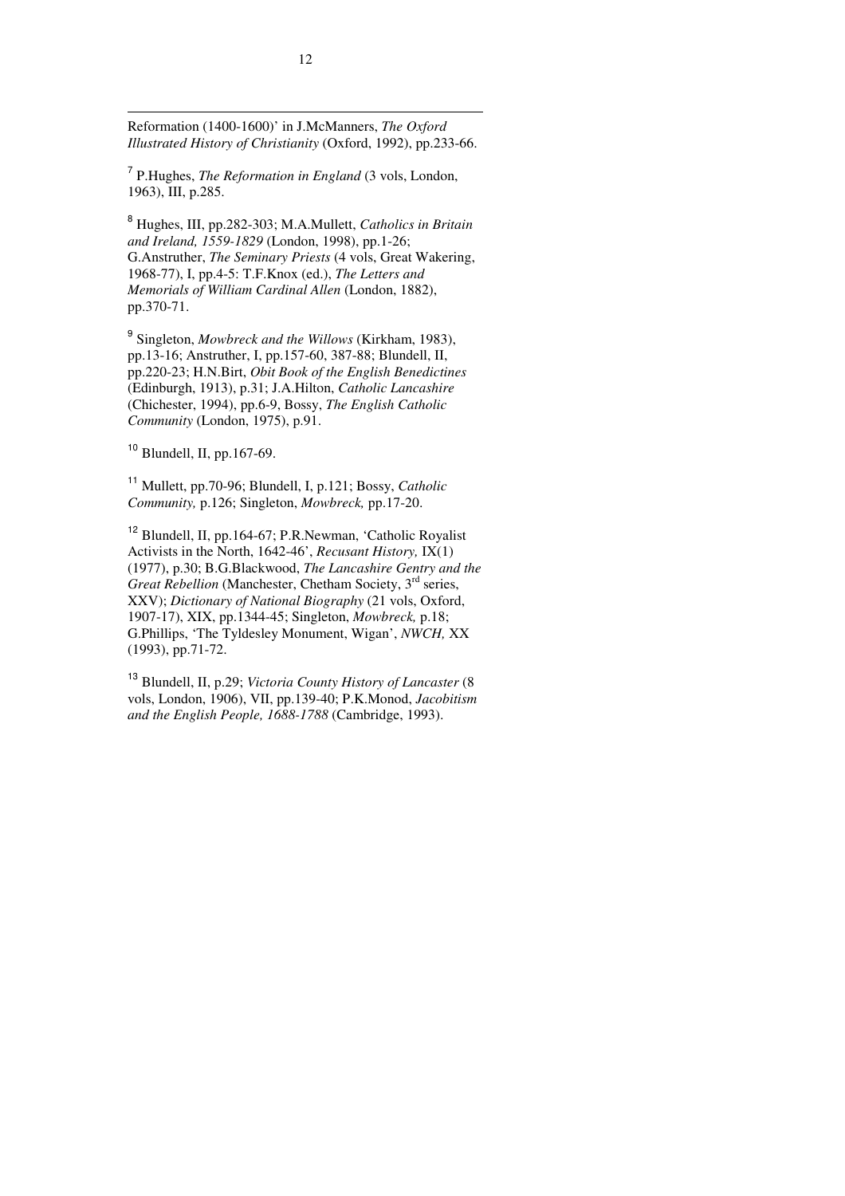Reformation (1400-1600)' in J.McManners, *The Oxford Illustrated History of Christianity* (Oxford, 1992), pp.233-66.

[7] P.Hughes, *The Reformation in England* (3 vols, London, 1963), III, p.285.

[8] Hughes, III, pp.282-303; M.A.Mullett, *Catholics in Britain and Ireland, 1559-1829* (London, 1998), pp.1-26; G.Anstruther, *The Seminary Priests* (4 vols, Great Wakering, 1968-77), I, pp.4-5: T.F.Knox (ed.), *The Letters and Memorials of William Cardinal Allen* (London, 1882), pp.370-71.

[9] Singleton, *Mowbreck and the Willows* (Kirkham, 1983), pp.13-16; Anstruther, I, pp.157-60, 387-88; Blundell, II, pp.220-23; H.N.Birt, *Obit Book of the English Benedictines* (Edinburgh, 1913), p.31; J.A.Hilton, *Catholic Lancashire* (Chichester, 1994), pp.6-9, Bossy, *The English Catholic Community* (London, 1975), p.91.

[10] Blundell, II, pp.167-69.

[11] Mullett, pp.70-96; Blundell, I, p.121; Bossy, *Catholic Community,* p.126; Singleton, *Mowbreck,* pp.17-20.

[12] Blundell, II, pp.164-67; P.R.Newman, 'Catholic Royalist Activists in the North, 1642-46', *Recusant History,* IX(1) (1977), p.30; B.G.Blackwood, *The Lancashire Gentry and the Great Rebellion* (Manchester, Chetham Society, 3rd series, XXV); *Dictionary of National Biography* (21 vols, Oxford, 1907-17), XIX, pp.1344-45; Singleton, *Mowbreck,* p.18; G.Phillips, 'The Tyldesley Monument, Wigan', *NWCH,* XX (1993), pp.71-72.

[13] Blundell, II, p.29; *Victoria County History of Lancaster* (8 vols, London, 1906), VII, pp.139-40; P.K.Monod, *Jacobitism and the English People, 1688-1788* (Cambridge, 1993).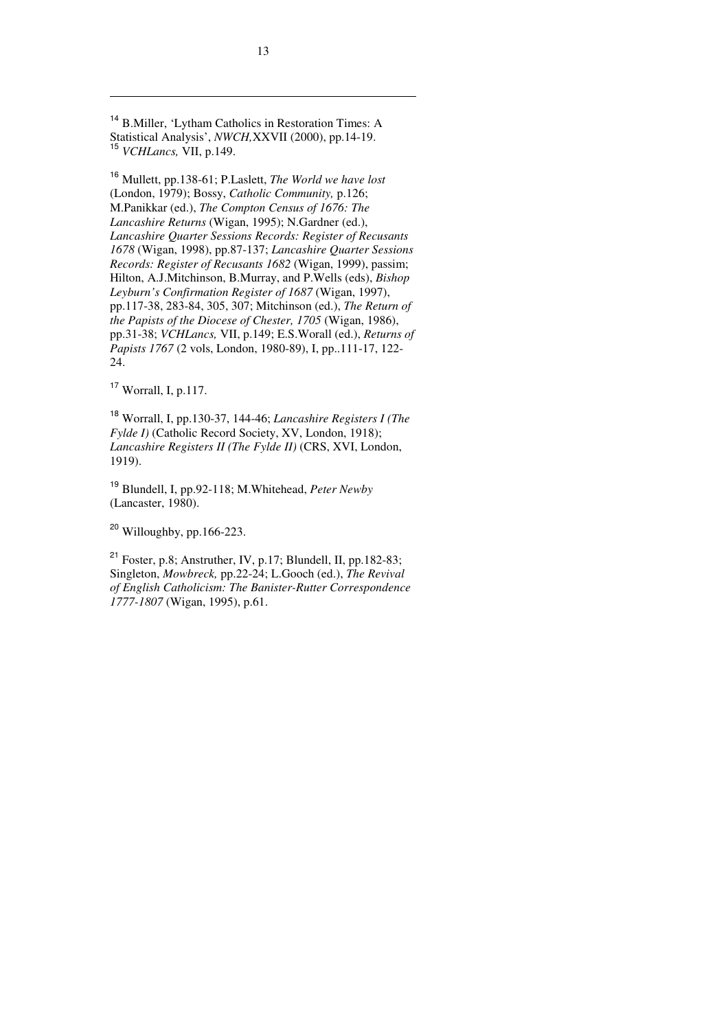[14] B.Miller, 'Lytham Catholics in Restoration Times: A Statistical Analysis', *NWCH,*XXVII (2000), pp.14-19.
[15] *VCHLancs,* VII, p.149.

[16] Mullett, pp.138-61; P.Laslett, *The World we have lost* (London, 1979); Bossy, *Catholic Community,* p.126; M.Panikkar (ed.), *The Compton Census of 1676: The Lancashire Returns* (Wigan, 1995); N.Gardner (ed.), *Lancashire Quarter Sessions Records: Register of Recusants 1678* (Wigan, 1998), pp.87-137; *Lancashire Quarter Sessions Records: Register of Recusants 1682* (Wigan, 1999), passim; Hilton, A.J.Mitchinson, B.Murray, and P.Wells (eds), *Bishop Leyburn's Confirmation Register of 1687* (Wigan, 1997), pp.117-38, 283-84, 305, 307; Mitchinson (ed.), *The Return of the Papists of the Diocese of Chester, 1705* (Wigan, 1986), pp.31-38; *VCHLancs,* VII, p.149; E.S.Worall (ed.), *Returns of Papists 1767* (2 vols, London, 1980-89), I, pp..111-17, 122-24.

[17] Worrall, I, p.117.

[18] Worrall, I, pp.130-37, 144-46; *Lancashire Registers I (The Fylde I)* (Catholic Record Society, XV, London, 1918); *Lancashire Registers II (The Fylde II)* (CRS, XVI, London, 1919).

[19] Blundell, I, pp.92-118; M.Whitehead, *Peter Newby* (Lancaster, 1980).

[20] Willoughby, pp.166-223.

[21] Foster, p.8; Anstruther, IV, p.17; Blundell, II, pp.182-83; Singleton, *Mowbreck,* pp.22-24; L.Gooch (ed.), *The Revival of English Catholicism: The Banister-Rutter Correspondence 1777-1807* (Wigan, 1995), p.61.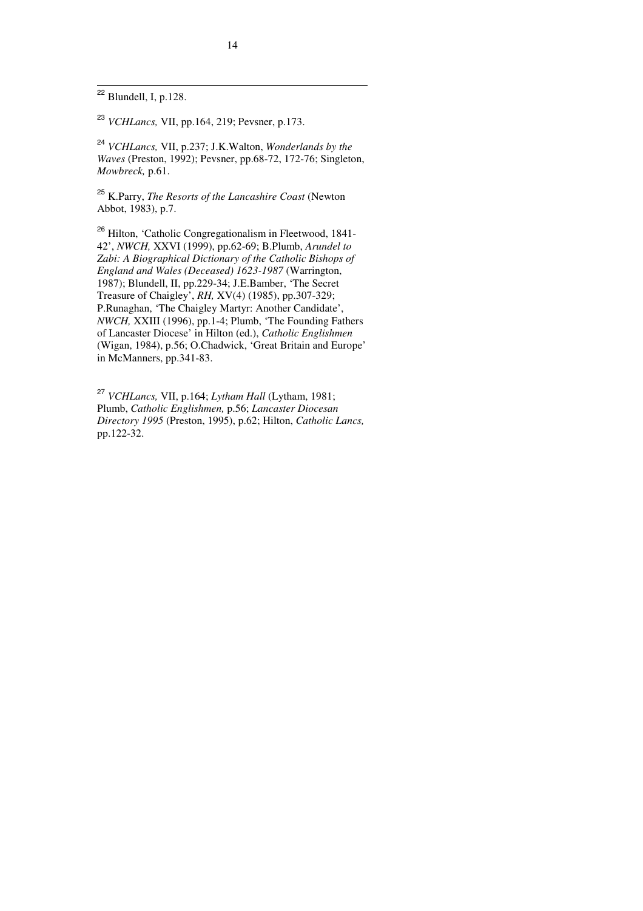[22] Blundell, I, p.128.

[23] *VCHLancs,* VII, pp.164, 219; Pevsner, p.173.

[24] *VCHLancs,* VII, p.237; J.K.Walton, *Wonderlands by the Waves* (Preston, 1992); Pevsner, pp.68-72, 172-76; Singleton, *Mowbreck,* p.61.

[25] K.Parry, *The Resorts of the Lancashire Coast* (Newton Abbot, 1983), p.7.

[26] Hilton, 'Catholic Congregationalism in Fleetwood, 1841-42', *NWCH,* XXVI (1999), pp.62-69; B.Plumb, *Arundel to Zabi: A Biographical Dictionary of the Catholic Bishops of England and Wales (Deceased) 1623-1987* (Warrington, 1987); Blundell, II, pp.229-34; J.E.Bamber, 'The Secret Treasure of Chaigley', *RH,* XV(4) (1985), pp.307-329; P.Runaghan, 'The Chaigley Martyr: Another Candidate', *NWCH,* XXIII (1996), pp.1-4; Plumb, 'The Founding Fathers of Lancaster Diocese' in Hilton (ed.), *Catholic Englishmen* (Wigan, 1984), p.56; O.Chadwick, 'Great Britain and Europe' in McManners, pp.341-83.

[27] *VCHLancs,* VII, p.164; *Lytham Hall* (Lytham, 1981; Plumb, *Catholic Englishmen,* p.56; *Lancaster Diocesan Directory 1995* (Preston, 1995), p.62; Hilton, *Catholic Lancs,* pp.122-32.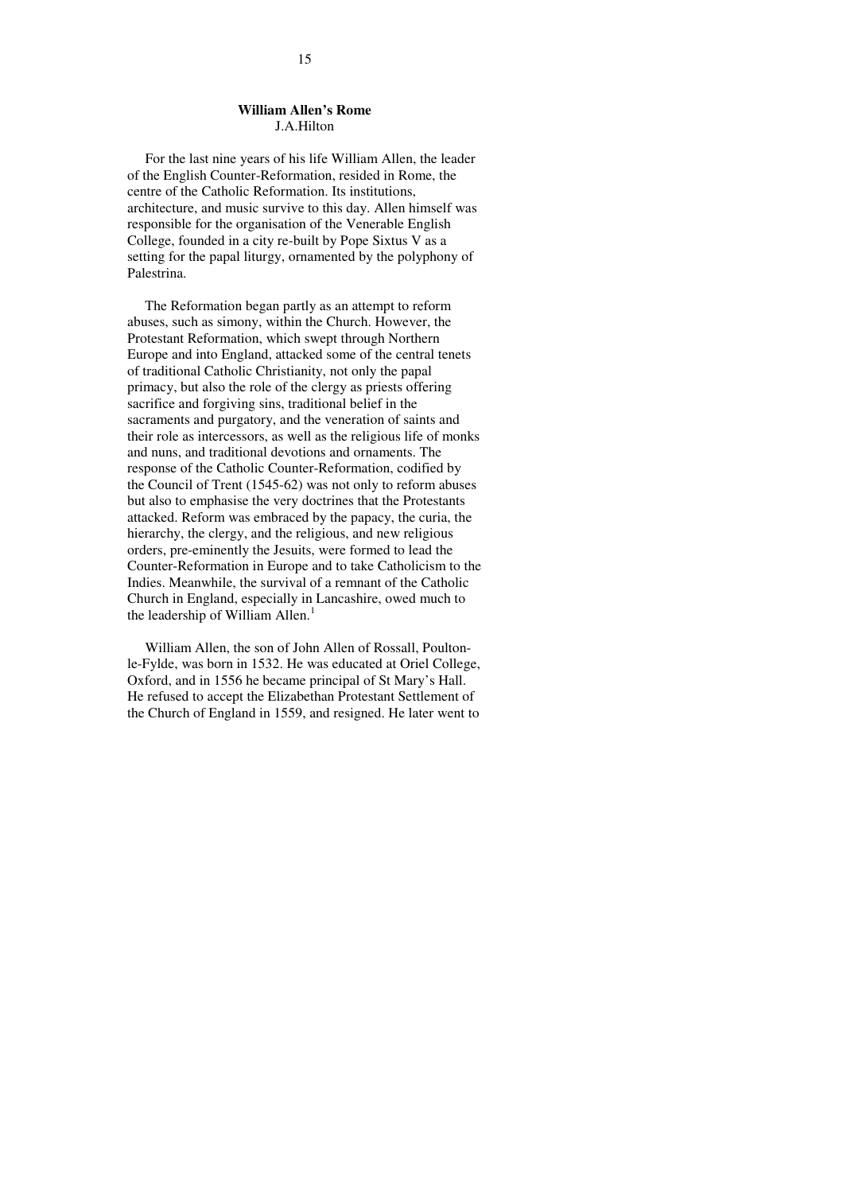## William Allen's Rome

J.A.Hilton

For the last nine years of his life William Allen, the leader of the English Counter-Reformation, resided in Rome, the centre of the Catholic Reformation. Its institutions, architecture, and music survive to this day. Allen himself was responsible for the organisation of the Venerable English College, founded in a city re-built by Pope Sixtus V as a setting for the papal liturgy, ornamented by the polyphony of Palestrina.

The Reformation began partly as an attempt to reform abuses, such as simony, within the Church. However, the Protestant Reformation, which swept through Northern Europe and into England, attacked some of the central tenets of traditional Catholic Christianity, not only the papal primacy, but also the role of the clergy as priests offering sacrifice and forgiving sins, traditional belief in the sacraments and purgatory, and the veneration of saints and their role as intercessors, as well as the religious life of monks and nuns, and traditional devotions and ornaments. The response of the Catholic Counter-Reformation, codified by the Council of Trent (1545-62) was not only to reform abuses but also to emphasise the very doctrines that the Protestants attacked. Reform was embraced by the papacy, the curia, the hierarchy, the clergy, and the religious, and new religious orders, pre-eminently the Jesuits, were formed to lead the Counter-Reformation in Europe and to take Catholicism to the Indies. Meanwhile, the survival of a remnant of the Catholic Church in England, especially in Lancashire, owed much to the leadership of William Allen.[1]

William Allen, the son of John Allen of Rossall, Poulton-le-Fylde, was born in 1532. He was educated at Oriel College, Oxford, and in 1556 he became principal of St Mary's Hall. He refused to accept the Elizabethan Protestant Settlement of the Church of England in 1559, and resigned. He later went to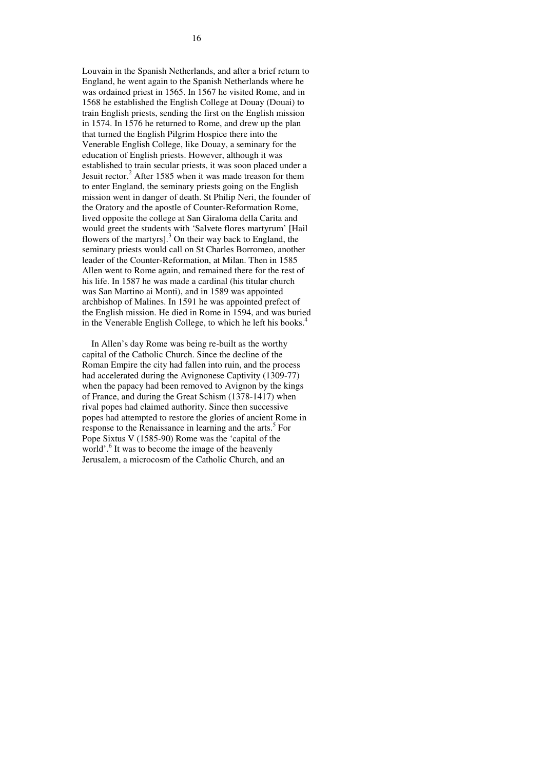Louvain in the Spanish Netherlands, and after a brief return to England, he went again to the Spanish Netherlands where he was ordained priest in 1565. In 1567 he visited Rome, and in 1568 he established the English College at Douay (Douai) to train English priests, sending the first on the English mission in 1574. In 1576 he returned to Rome, and drew up the plan that turned the English Pilgrim Hospice there into the Venerable English College, like Douay, a seminary for the education of English priests. However, although it was established to train secular priests, it was soon placed under a Jesuit rector.[2] After 1585 when it was made treason for them to enter England, the seminary priests going on the English mission went in danger of death. St Philip Neri, the founder of the Oratory and the apostle of Counter-Reformation Rome, lived opposite the college at San Giraloma della Carita and would greet the students with 'Salvete flores martyrum' [Hail flowers of the martyrs].[3] On their way back to England, the seminary priests would call on St Charles Borromeo, another leader of the Counter-Reformation, at Milan. Then in 1585 Allen went to Rome again, and remained there for the rest of his life. In 1587 he was made a cardinal (his titular church was San Martino ai Monti), and in 1589 was appointed archbishop of Malines. In 1591 he was appointed prefect of the English mission. He died in Rome in 1594, and was buried in the Venerable English College, to which he left his books.[4]

In Allen's day Rome was being re-built as the worthy capital of the Catholic Church. Since the decline of the Roman Empire the city had fallen into ruin, and the process had accelerated during the Avignonese Captivity (1309-77) when the papacy had been removed to Avignon by the kings of France, and during the Great Schism (1378-1417) when rival popes had claimed authority. Since then successive popes had attempted to restore the glories of ancient Rome in response to the Renaissance in learning and the arts.[5] For Pope Sixtus V (1585-90) Rome was the 'capital of the world'.[6] It was to become the image of the heavenly Jerusalem, a microcosm of the Catholic Church, and an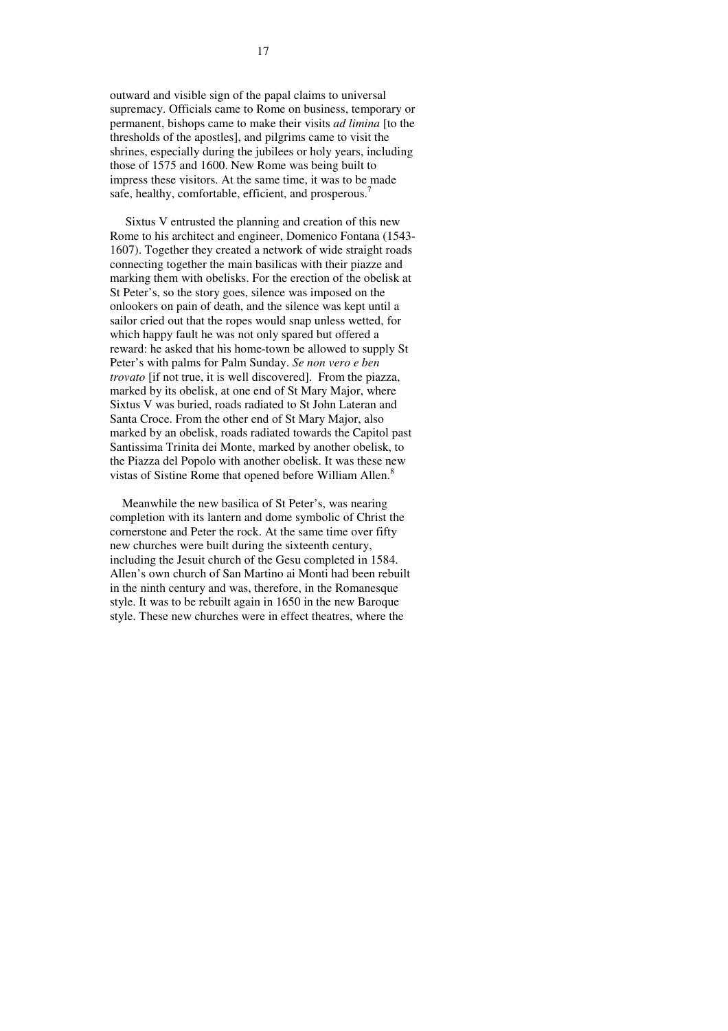outward and visible sign of the papal claims to universal supremacy. Officials came to Rome on business, temporary or permanent, bishops came to make their visits *ad limina* [to the thresholds of the apostles], and pilgrims came to visit the shrines, especially during the jubilees or holy years, including those of 1575 and 1600. New Rome was being built to impress these visitors. At the same time, it was to be made safe, healthy, comfortable, efficient, and prosperous.[7]

Sixtus V entrusted the planning and creation of this new Rome to his architect and engineer, Domenico Fontana (1543-1607). Together they created a network of wide straight roads connecting together the main basilicas with their piazze and marking them with obelisks. For the erection of the obelisk at St Peter's, so the story goes, silence was imposed on the onlookers on pain of death, and the silence was kept until a sailor cried out that the ropes would snap unless wetted, for which happy fault he was not only spared but offered a reward: he asked that his home-town be allowed to supply St Peter's with palms for Palm Sunday. *Se non vero e ben trovato* [if not true, it is well discovered]. From the piazza, marked by its obelisk, at one end of St Mary Major, where Sixtus V was buried, roads radiated to St John Lateran and Santa Croce. From the other end of St Mary Major, also marked by an obelisk, roads radiated towards the Capitol past Santissima Trinita dei Monte, marked by another obelisk, to the Piazza del Popolo with another obelisk. It was these new vistas of Sistine Rome that opened before William Allen.[8]

Meanwhile the new basilica of St Peter's, was nearing completion with its lantern and dome symbolic of Christ the cornerstone and Peter the rock. At the same time over fifty new churches were built during the sixteenth century, including the Jesuit church of the Gesu completed in 1584. Allen's own church of San Martino ai Monti had been rebuilt in the ninth century and was, therefore, in the Romanesque style. It was to be rebuilt again in 1650 in the new Baroque style. These new churches were in effect theatres, where the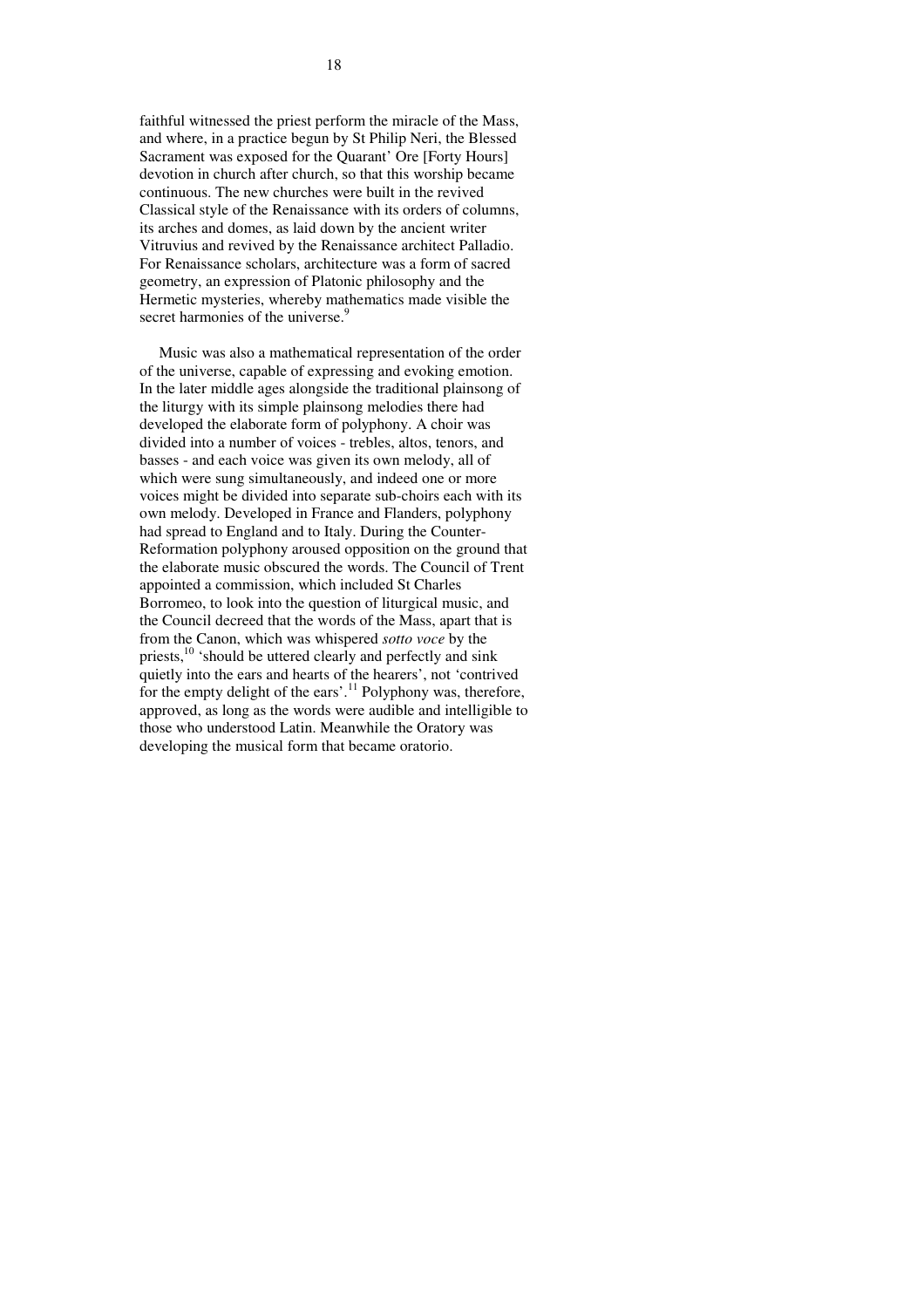faithful witnessed the priest perform the miracle of the Mass, and where, in a practice begun by St Philip Neri, the Blessed Sacrament was exposed for the Quarant' Ore [Forty Hours] devotion in church after church, so that this worship became continuous. The new churches were built in the revived Classical style of the Renaissance with its orders of columns, its arches and domes, as laid down by the ancient writer Vitruvius and revived by the Renaissance architect Palladio. For Renaissance scholars, architecture was a form of sacred geometry, an expression of Platonic philosophy and the Hermetic mysteries, whereby mathematics made visible the secret harmonies of the universe.[9]

Music was also a mathematical representation of the order of the universe, capable of expressing and evoking emotion. In the later middle ages alongside the traditional plainsong of the liturgy with its simple plainsong melodies there had developed the elaborate form of polyphony. A choir was divided into a number of voices - trebles, altos, tenors, and basses - and each voice was given its own melody, all of which were sung simultaneously, and indeed one or more voices might be divided into separate sub-choirs each with its own melody. Developed in France and Flanders, polyphony had spread to England and to Italy. During the Counter-Reformation polyphony aroused opposition on the ground that the elaborate music obscured the words. The Council of Trent appointed a commission, which included St Charles Borromeo, to look into the question of liturgical music, and the Council decreed that the words of the Mass, apart that is from the Canon, which was whispered *sotto voce* by the priests,[10] 'should be uttered clearly and perfectly and sink quietly into the ears and hearts of the hearers', not 'contrived for the empty delight of the ears'.[11] Polyphony was, therefore, approved, as long as the words were audible and intelligible to those who understood Latin. Meanwhile the Oratory was developing the musical form that became oratorio.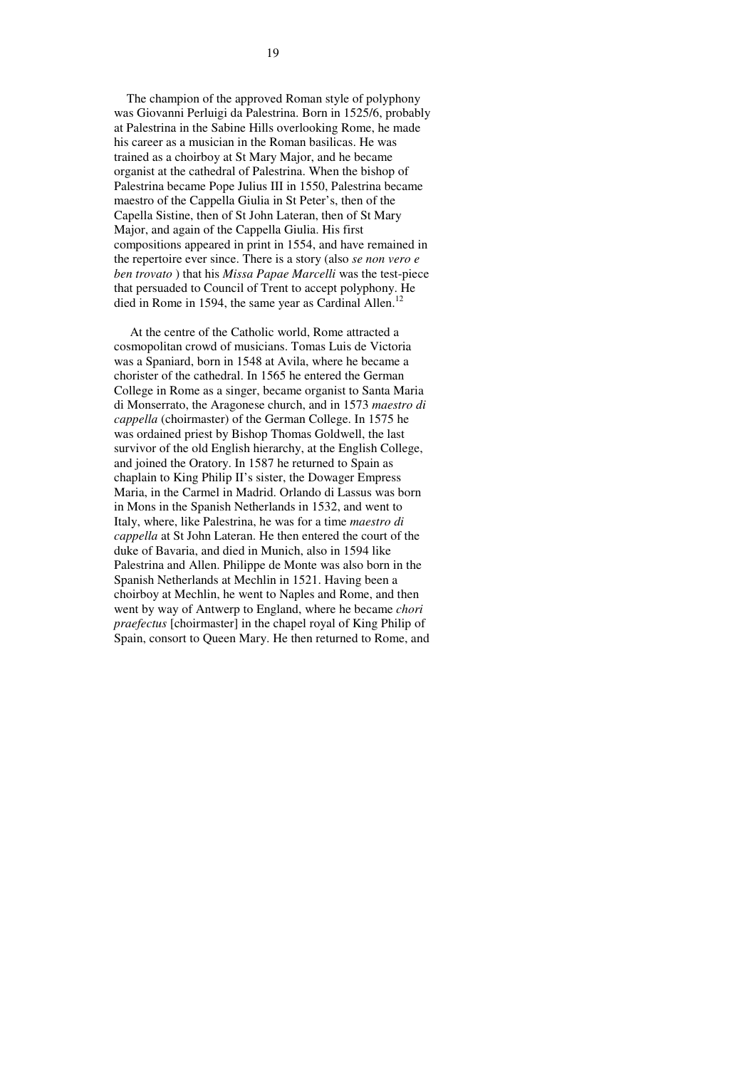The champion of the approved Roman style of polyphony was Giovanni Perluigi da Palestrina. Born in 1525/6, probably at Palestrina in the Sabine Hills overlooking Rome, he made his career as a musician in the Roman basilicas. He was trained as a choirboy at St Mary Major, and he became organist at the cathedral of Palestrina. When the bishop of Palestrina became Pope Julius III in 1550, Palestrina became maestro of the Cappella Giulia in St Peter's, then of the Capella Sistine, then of St John Lateran, then of St Mary Major, and again of the Cappella Giulia. His first compositions appeared in print in 1554, and have remained in the repertoire ever since. There is a story (also *se non vero e ben trovato* ) that his *Missa Papae Marcelli* was the test-piece that persuaded to Council of Trent to accept polyphony. He died in Rome in 1594, the same year as Cardinal Allen.[12]

At the centre of the Catholic world, Rome attracted a cosmopolitan crowd of musicians. Tomas Luis de Victoria was a Spaniard, born in 1548 at Avila, where he became a chorister of the cathedral. In 1565 he entered the German College in Rome as a singer, became organist to Santa Maria di Monserrato, the Aragonese church, and in 1573 *maestro di cappella* (choirmaster) of the German College. In 1575 he was ordained priest by Bishop Thomas Goldwell, the last survivor of the old English hierarchy, at the English College, and joined the Oratory. In 1587 he returned to Spain as chaplain to King Philip II's sister, the Dowager Empress Maria, in the Carmel in Madrid. Orlando di Lassus was born in Mons in the Spanish Netherlands in 1532, and went to Italy, where, like Palestrina, he was for a time *maestro di cappella* at St John Lateran. He then entered the court of the duke of Bavaria, and died in Munich, also in 1594 like Palestrina and Allen. Philippe de Monte was also born in the Spanish Netherlands at Mechlin in 1521. Having been a choirboy at Mechlin, he went to Naples and Rome, and then went by way of Antwerp to England, where he became *chori praefectus* [choirmaster] in the chapel royal of King Philip of Spain, consort to Queen Mary. He then returned to Rome, and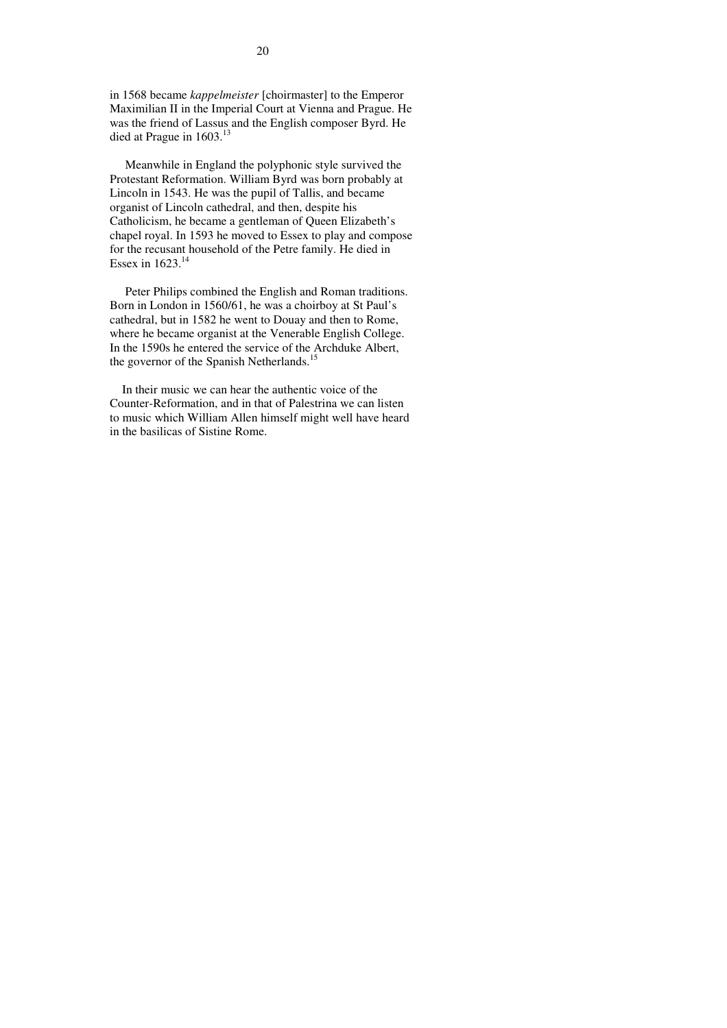in 1568 became *kappelmeister* [choirmaster] to the Emperor Maximilian II in the Imperial Court at Vienna and Prague. He was the friend of Lassus and the English composer Byrd. He died at Prague in 1603.[13]

Meanwhile in England the polyphonic style survived the Protestant Reformation. William Byrd was born probably at Lincoln in 1543. He was the pupil of Tallis, and became organist of Lincoln cathedral, and then, despite his Catholicism, he became a gentleman of Queen Elizabeth's chapel royal. In 1593 he moved to Essex to play and compose for the recusant household of the Petre family. He died in Essex in 1623.[14]

Peter Philips combined the English and Roman traditions. Born in London in 1560/61, he was a choirboy at St Paul's cathedral, but in 1582 he went to Douay and then to Rome, where he became organist at the Venerable English College. In the 1590s he entered the service of the Archduke Albert, the governor of the Spanish Netherlands.[15]

In their music we can hear the authentic voice of the Counter-Reformation, and in that of Palestrina we can listen to music which William Allen himself might well have heard in the basilicas of Sistine Rome.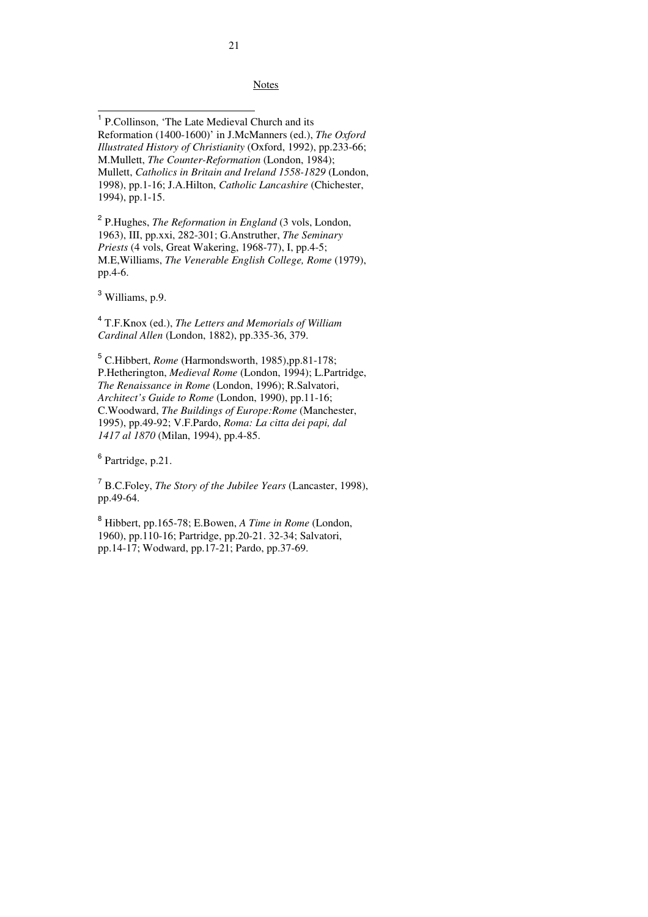Notes

[1] P.Collinson, 'The Late Medieval Church and its Reformation (1400-1600)' in J.McManners (ed.), *The Oxford Illustrated History of Christianity* (Oxford, 1992), pp.233-66; M.Mullett, *The Counter-Reformation* (London, 1984); Mullett, *Catholics in Britain and Ireland 1558-1829* (London, 1998), pp.1-16; J.A.Hilton, *Catholic Lancashire* (Chichester, 1994), pp.1-15.

[2] P.Hughes, *The Reformation in England* (3 vols, London, 1963), III, pp.xxi, 282-301; G.Anstruther, *The Seminary Priests* (4 vols, Great Wakering, 1968-77), I, pp.4-5; M.E,Williams, *The Venerable English College, Rome* (1979), pp.4-6.

[3] Williams, p.9.

[4] T.F.Knox (ed.), *The Letters and Memorials of William Cardinal Allen* (London, 1882), pp.335-36, 379.

[5] C.Hibbert, *Rome* (Harmondsworth, 1985),pp.81-178; P.Hetherington, *Medieval Rome* (London, 1994); L.Partridge, *The Renaissance in Rome* (London, 1996); R.Salvatori, *Architect's Guide to Rome* (London, 1990), pp.11-16; C.Woodward, *The Buildings of Europe:Rome* (Manchester, 1995), pp.49-92; V.F.Pardo, *Roma: La citta dei papi, dal 1417 al 1870* (Milan, 1994), pp.4-85.

[6] Partridge, p.21.

[7] B.C.Foley, *The Story of the Jubilee Years* (Lancaster, 1998), pp.49-64.

[8] Hibbert, pp.165-78; E.Bowen, *A Time in Rome* (London, 1960), pp.110-16; Partridge, pp.20-21. 32-34; Salvatori, pp.14-17; Wodward, pp.17-21; Pardo, pp.37-69.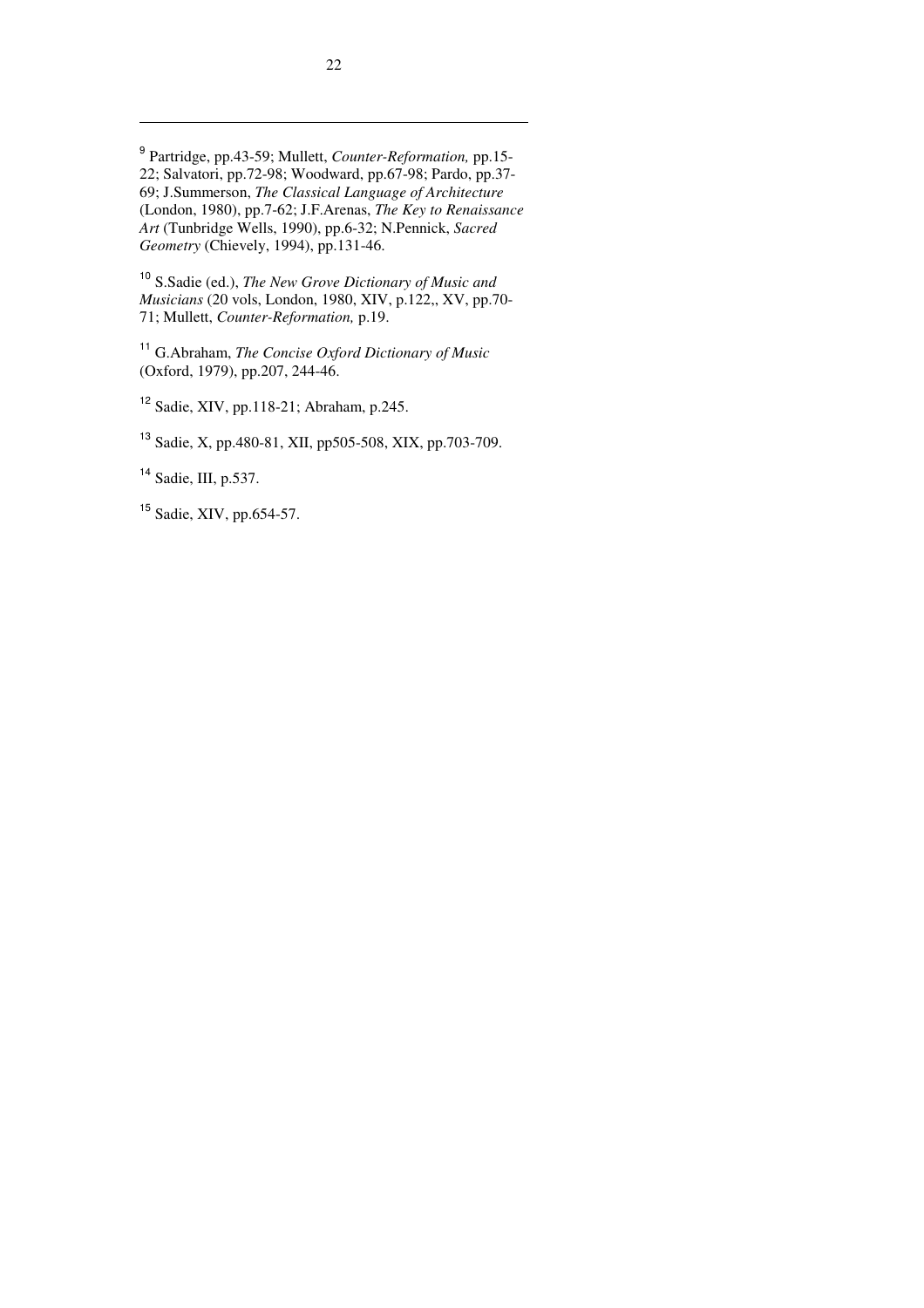[9] Partridge, pp.43-59; Mullett, *Counter-Reformation,* pp.15-22; Salvatori, pp.72-98; Woodward, pp.67-98; Pardo, pp.37-69; J.Summerson, *The Classical Language of Architecture* (London, 1980), pp.7-62; J.F.Arenas, *The Key to Renaissance Art* (Tunbridge Wells, 1990), pp.6-32; N.Pennick, *Sacred Geometry* (Chievely, 1994), pp.131-46.

[10] S.Sadie (ed.), *The New Grove Dictionary of Music and Musicians* (20 vols, London, 1980, XIV, p.122,, XV, pp.70-71; Mullett, *Counter-Reformation,* p.19.

[11] G.Abraham, *The Concise Oxford Dictionary of Music* (Oxford, 1979), pp.207, 244-46.

[12] Sadie, XIV, pp.118-21; Abraham, p.245.

[13] Sadie, X, pp.480-81, XII, pp505-508, XIX, pp.703-709.

[14] Sadie, III, p.537.

[15] Sadie, XIV, pp.654-57.